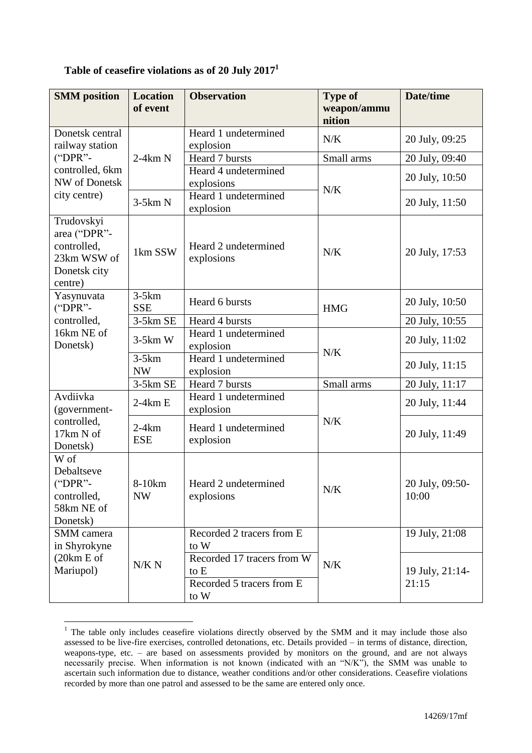**Table of ceasefire violations as of 20 July 2017**[1]

| SMM position | Location of event | Observation | Type of weapon/ammunition | Date/time |
|---|---|---|---|---|
| Donetsk central railway station ("DPR"-controlled, 6km NW of Donetsk city centre) | 2-4km N | Heard 1 undetermined explosion | N/K | 20 July, 09:25 |
| | | Heard 7 bursts | Small arms | 20 July, 09:40 |
| | | Heard 4 undetermined explosions | N/K | 20 July, 10:50 |
| | 3-5km N | Heard 1 undetermined explosion | | 20 July, 11:50 |
| Trudovskyi area ("DPR"-controlled, 23km WSW of Donetsk city centre) | 1km SSW | Heard 2 undetermined explosions | N/K | 20 July, 17:53 |
| Yasynuvata ("DPR"-controlled, 16km NE of Donetsk) | 3-5km SSE | Heard 6 bursts | HMG | 20 July, 10:50 |
| | 3-5km SE | Heard 4 bursts | | 20 July, 10:55 |
| | 3-5km W | Heard 1 undetermined explosion | N/K | 20 July, 11:02 |
| | 3-5km NW | Heard 1 undetermined explosion | | 20 July, 11:15 |
| | 3-5km SE | Heard 7 bursts | Small arms | 20 July, 11:17 |
| Avdiivka (government-controlled, 17km N of Donetsk) | 2-4km E | Heard 1 undetermined explosion | N/K | 20 July, 11:44 |
| | 2-4km ESE | Heard 1 undetermined explosion | | 20 July, 11:49 |
| W of Debaltseve ("DPR"-controlled, 58km NE of Donetsk) | 8-10km NW | Heard 2 undetermined explosions | N/K | 20 July, 09:50-10:00 |
| SMM camera in Shyrokyne (20km E of Mariupol) | N/K N | Recorded 2 tracers from E to W | N/K | 19 July, 21:08 |
| | | Recorded 17 tracers from W to E | | 19 July, 21:14-21:15 |
| | | Recorded 5 tracers from E to W | | |

[1] The table only includes ceasefire violations directly observed by the SMM and it may include those also assessed to be live-fire exercises, controlled detonations, etc. Details provided – in terms of distance, direction, weapons-type, etc. – are based on assessments provided by monitors on the ground, and are not always necessarily precise. When information is not known (indicated with an "N/K"), the SMM was unable to ascertain such information due to distance, weather conditions and/or other considerations. Ceasefire violations recorded by more than one patrol and assessed to be the same are entered only once.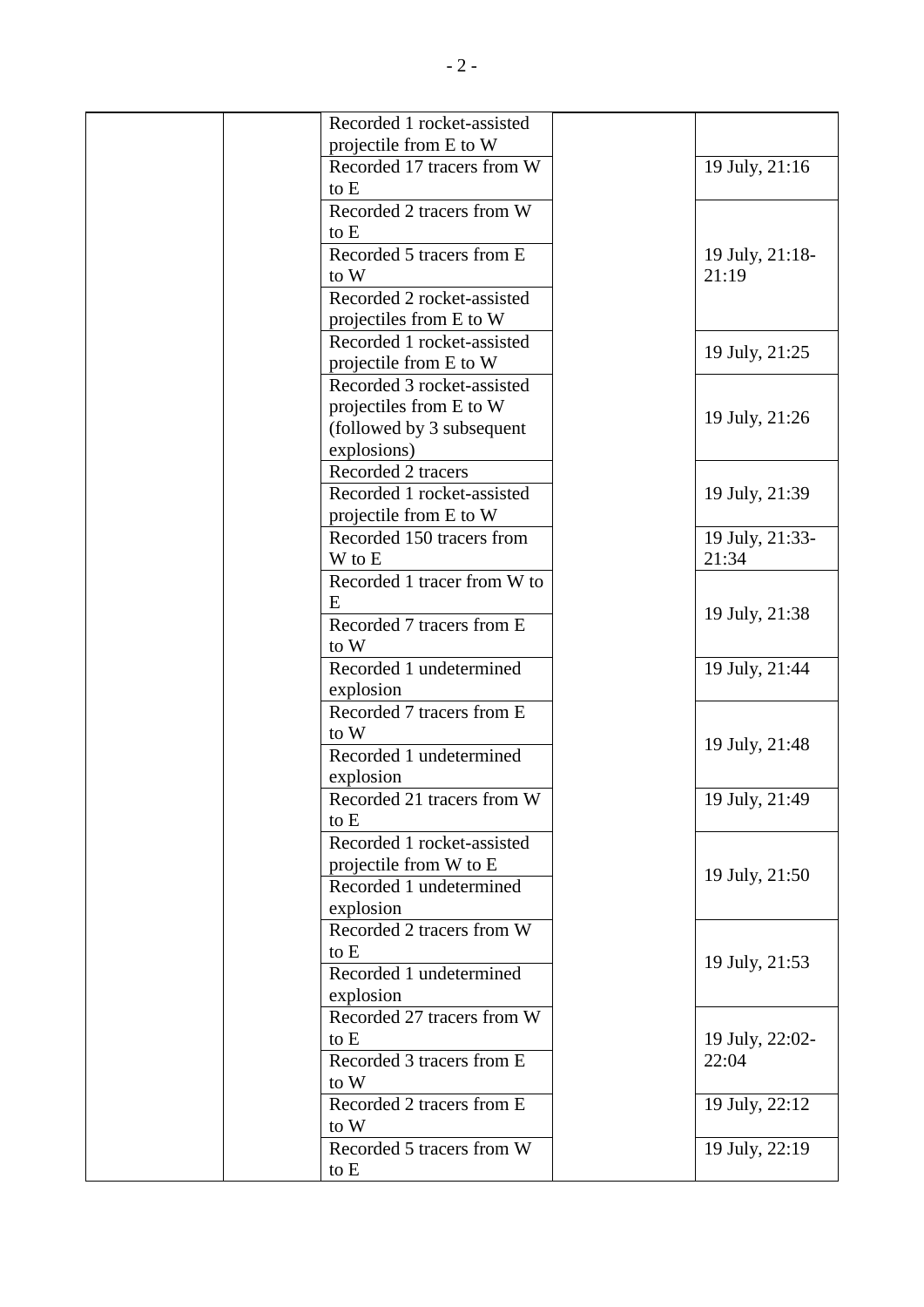| | | | | |
|---|---|---|---|---|
| | | Recorded 1 rocket-assisted projectile from E to W | | |
| | | Recorded 17 tracers from W to E | | 19 July, 21:16 |
| | | Recorded 2 tracers from W to E | | 19 July, 21:18-21:19 |
| | | Recorded 5 tracers from E to W | | |
| | | Recorded 2 rocket-assisted projectiles from E to W | | |
| | | Recorded 1 rocket-assisted projectile from E to W | | 19 July, 21:25 |
| | | Recorded 3 rocket-assisted projectiles from E to W (followed by 3 subsequent explosions) | | 19 July, 21:26 |
| | | Recorded 2 tracers | | 19 July, 21:39 |
| | | Recorded 1 rocket-assisted projectile from E to W | | |
| | | Recorded 150 tracers from W to E | | 19 July, 21:33-21:34 |
| | | Recorded 1 tracer from W to E | | 19 July, 21:38 |
| | | Recorded 7 tracers from E to W | | |
| | | Recorded 1 undetermined explosion | | 19 July, 21:44 |
| | | Recorded 7 tracers from E to W | | 19 July, 21:48 |
| | | Recorded 1 undetermined explosion | | |
| | | Recorded 21 tracers from W to E | | 19 July, 21:49 |
| | | Recorded 1 rocket-assisted projectile from W to E | | 19 July, 21:50 |
| | | Recorded 1 undetermined explosion | | |
| | | Recorded 2 tracers from W to E | | 19 July, 21:53 |
| | | Recorded 1 undetermined explosion | | |
| | | Recorded 27 tracers from W to E | | 19 July, 22:02-22:04 |
| | | Recorded 3 tracers from E to W | | |
| | | Recorded 2 tracers from E to W | | 19 July, 22:12 |
| | | Recorded 5 tracers from W to E | | 19 July, 22:19 |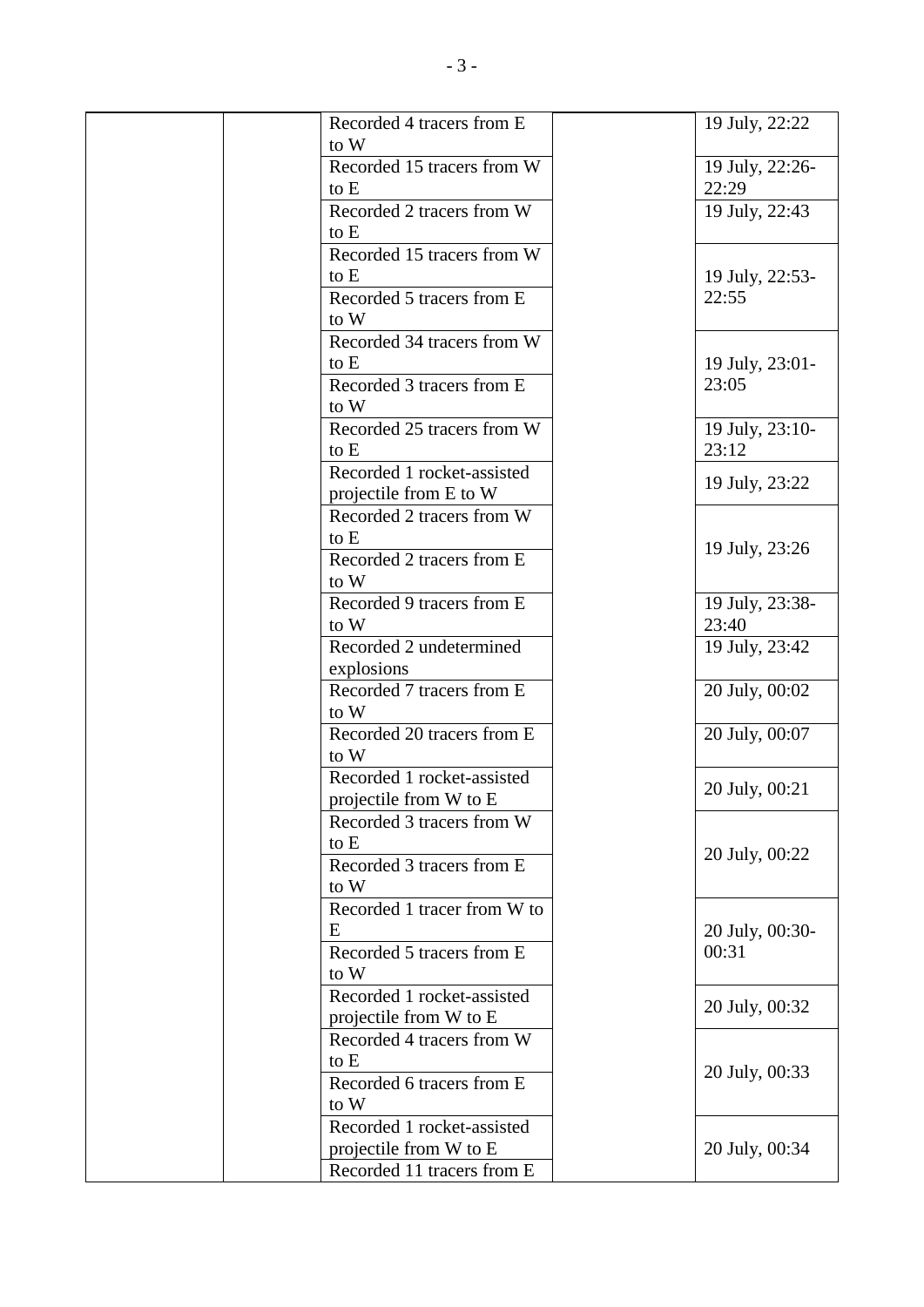| | | | | |
|---|---|---|---|---|
| | | Recorded 4 tracers from E to W | | 19 July, 22:22 |
| | | Recorded 15 tracers from W to E | | 19 July, 22:26-22:29 |
| | | Recorded 2 tracers from W to E | | 19 July, 22:43 |
| | | Recorded 15 tracers from W to E | | 19 July, 22:53-22:55 |
| | | Recorded 5 tracers from E to W | | |
| | | Recorded 34 tracers from W to E | | 19 July, 23:01-23:05 |
| | | Recorded 3 tracers from E to W | | |
| | | Recorded 25 tracers from W to E | | 19 July, 23:10-23:12 |
| | | Recorded 1 rocket-assisted projectile from E to W | | 19 July, 23:22 |
| | | Recorded 2 tracers from W to E | | 19 July, 23:26 |
| | | Recorded 2 tracers from E to W | | |
| | | Recorded 9 tracers from E to W | | 19 July, 23:38-23:40 |
| | | Recorded 2 undetermined explosions | | 19 July, 23:42 |
| | | Recorded 7 tracers from E to W | | 20 July, 00:02 |
| | | Recorded 20 tracers from E to W | | 20 July, 00:07 |
| | | Recorded 1 rocket-assisted projectile from W to E | | 20 July, 00:21 |
| | | Recorded 3 tracers from W to E | | 20 July, 00:22 |
| | | Recorded 3 tracers from E to W | | |
| | | Recorded 1 tracer from W to E | | 20 July, 00:30-00:31 |
| | | Recorded 5 tracers from E to W | | |
| | | Recorded 1 rocket-assisted projectile from W to E | | 20 July, 00:32 |
| | | Recorded 4 tracers from W to E | | 20 July, 00:33 |
| | | Recorded 6 tracers from E to W | | |
| | | Recorded 1 rocket-assisted projectile from W to E | | 20 July, 00:34 |
| | | Recorded 11 tracers from E | | |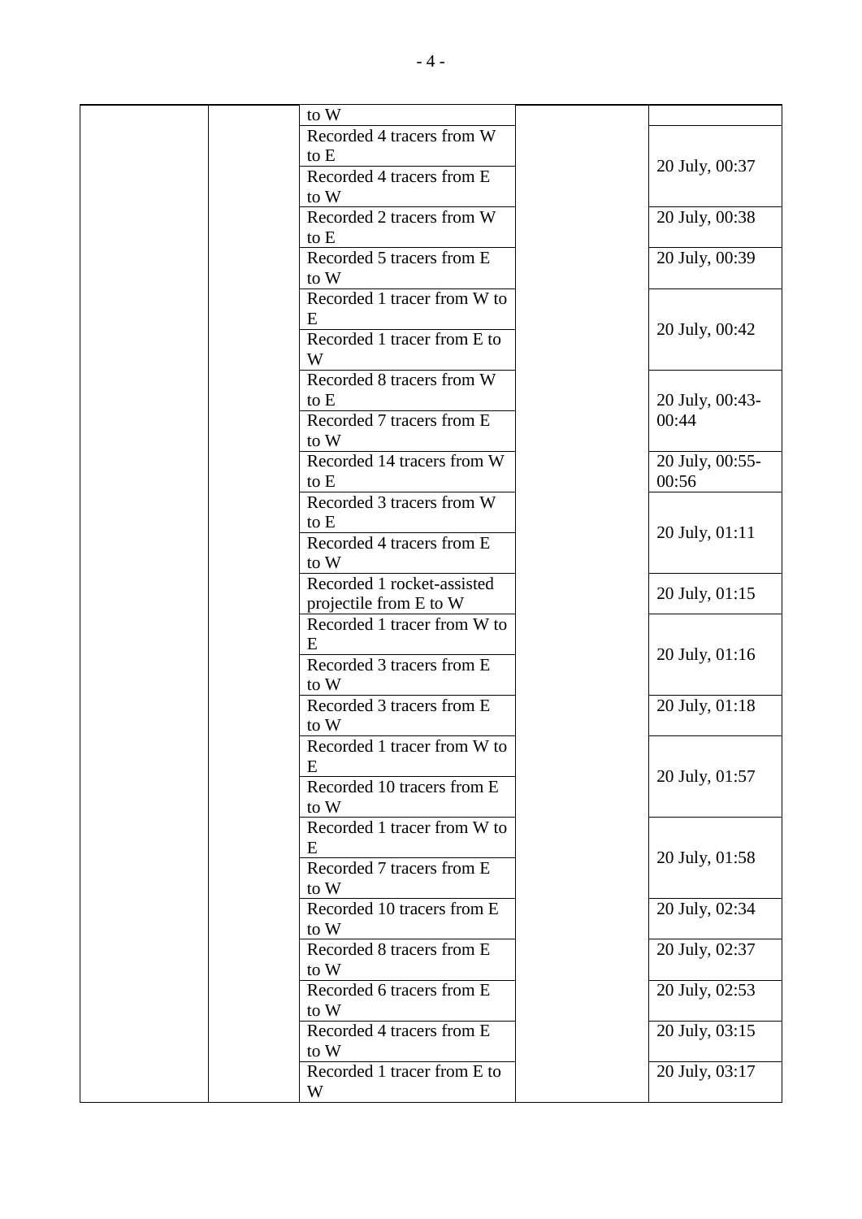| | | | | |
|---|---|---|---|---|
| | | to W | | |
| | | Recorded 4 tracers from W to E<br>Recorded 4 tracers from E to W | | 20 July, 00:37 |
| | | Recorded 2 tracers from W to E | | 20 July, 00:38 |
| | | Recorded 5 tracers from E to W | | 20 July, 00:39 |
| | | Recorded 1 tracer from W to E<br>Recorded 1 tracer from E to W | | 20 July, 00:42 |
| | | Recorded 8 tracers from W to E<br>Recorded 7 tracers from E to W | | 20 July, 00:43-00:44 |
| | | Recorded 14 tracers from W to E | | 20 July, 00:55-00:56 |
| | | Recorded 3 tracers from W to E<br>Recorded 4 tracers from E to W | | 20 July, 01:11 |
| | | Recorded 1 rocket-assisted projectile from E to W | | 20 July, 01:15 |
| | | Recorded 1 tracer from W to E<br>Recorded 3 tracers from E to W | | 20 July, 01:16 |
| | | Recorded 3 tracers from E to W | | 20 July, 01:18 |
| | | Recorded 1 tracer from W to E<br>Recorded 10 tracers from E to W | | 20 July, 01:57 |
| | | Recorded 1 tracer from W to E<br>Recorded 7 tracers from E to W | | 20 July, 01:58 |
| | | Recorded 10 tracers from E to W | | 20 July, 02:34 |
| | | Recorded 8 tracers from E to W | | 20 July, 02:37 |
| | | Recorded 6 tracers from E to W | | 20 July, 02:53 |
| | | Recorded 4 tracers from E to W | | 20 July, 03:15 |
| | | Recorded 1 tracer from E to W | | 20 July, 03:17 |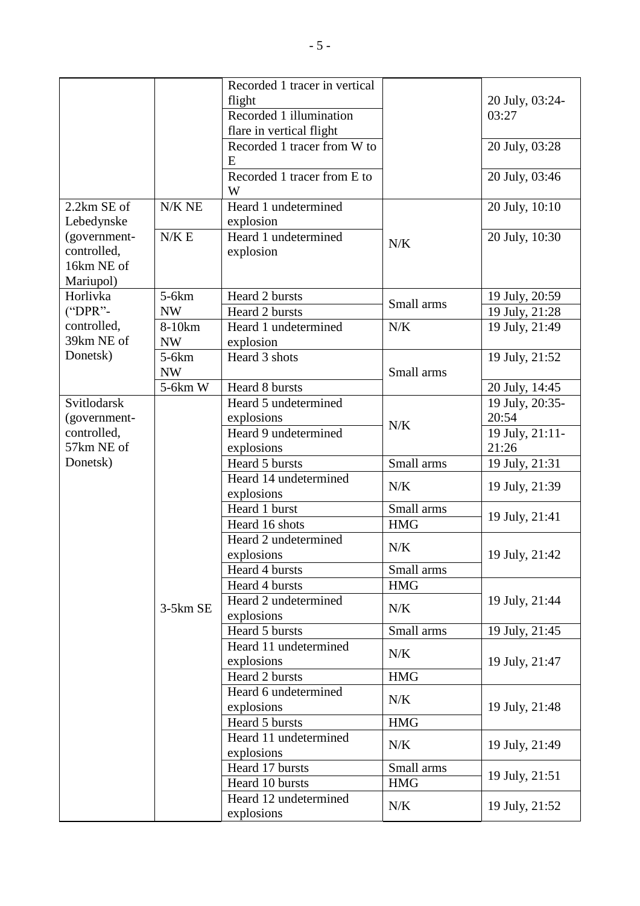| | | | | |
|---|---|---|---|---|
| | | Recorded 1 tracer in vertical flight | | 20 July, 03:24-03:27 |
| | | Recorded 1 illumination flare in vertical flight | | |
| | | Recorded 1 tracer from W to E | | 20 July, 03:28 |
| | | Recorded 1 tracer from E to W | | 20 July, 03:46 |
| 2.2km SE of Lebedynske (government-controlled, 16km NE of Mariupol) | N/K NE | Heard 1 undetermined explosion | N/K | 20 July, 10:10 |
| | N/K E | Heard 1 undetermined explosion | | 20 July, 10:30 |
| Horlivka ("DPR"-controlled, 39km NE of Donetsk) | 5-6km NW | Heard 2 bursts | Small arms | 19 July, 20:59 |
| | | Heard 2 bursts | | 19 July, 21:28 |
| | 8-10km NW | Heard 1 undetermined explosion | N/K | 19 July, 21:49 |
| | 5-6km NW | Heard 3 shots | Small arms | 19 July, 21:52 |
| | 5-6km W | Heard 8 bursts | | 20 July, 14:45 |
| Svitlodarsk (government-controlled, 57km NE of Donetsk) | 3-5km SE | Heard 5 undetermined explosions | N/K | 19 July, 20:35-20:54 |
| | | Heard 9 undetermined explosions | | 19 July, 21:11-21:26 |
| | | Heard 5 bursts | Small arms | 19 July, 21:31 |
| | | Heard 14 undetermined explosions | N/K | 19 July, 21:39 |
| | | Heard 1 burst | Small arms | 19 July, 21:41 |
| | | Heard 16 shots | HMG | |
| | | Heard 2 undetermined explosions | N/K | 19 July, 21:42 |
| | | Heard 4 bursts | Small arms | |
| | | Heard 4 bursts | HMG | 19 July, 21:44 |
| | | Heard 2 undetermined explosions | N/K | |
| | | Heard 5 bursts | Small arms | 19 July, 21:45 |
| | | Heard 11 undetermined explosions | N/K | 19 July, 21:47 |
| | | Heard 2 bursts | HMG | |
| | | Heard 6 undetermined explosions | N/K | 19 July, 21:48 |
| | | Heard 5 bursts | HMG | |
| | | Heard 11 undetermined explosions | N/K | 19 July, 21:49 |
| | | Heard 17 bursts | Small arms | 19 July, 21:51 |
| | | Heard 10 bursts | HMG | |
| | | Heard 12 undetermined explosions | N/K | 19 July, 21:52 |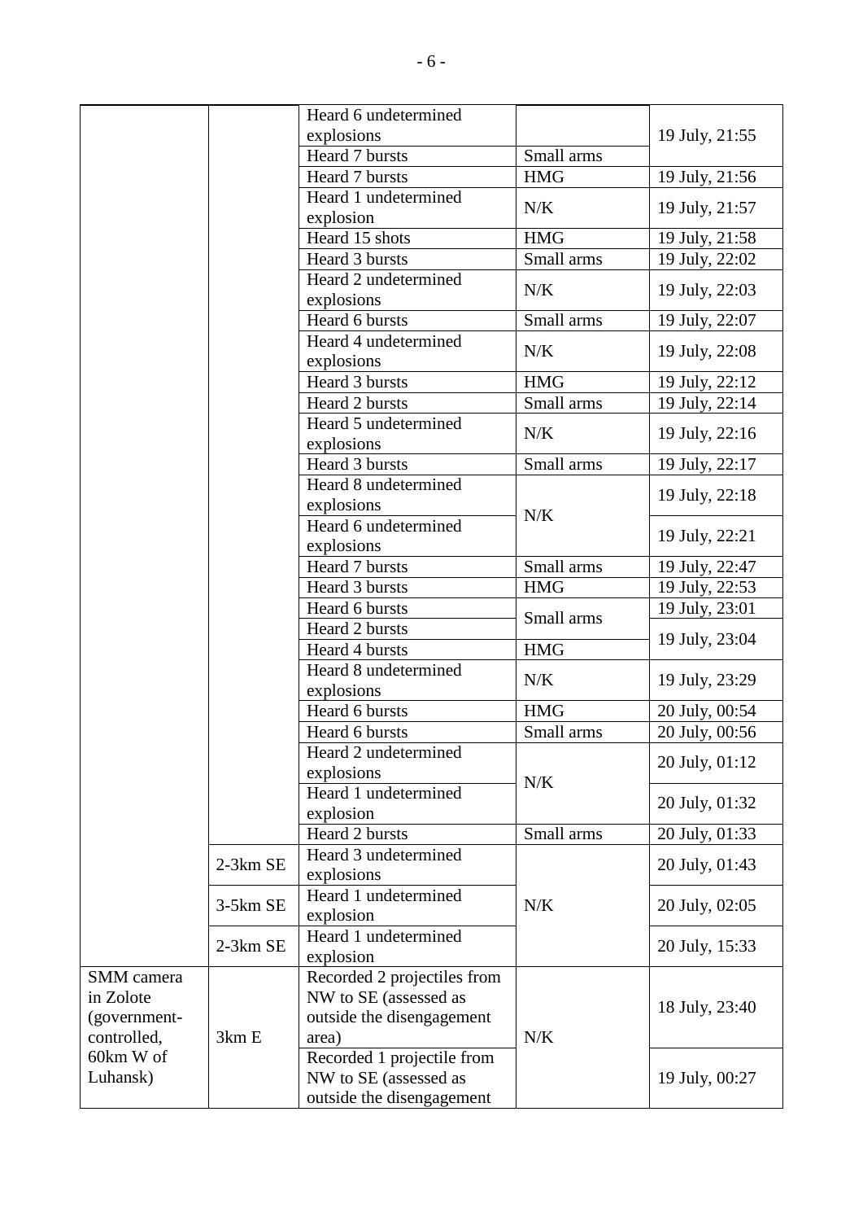| | | Heard 6 undetermined explosions | | 19 July, 21:55 |
|---|---|---|---|---|
| | | Heard 7 bursts | Small arms | |
| | | Heard 7 bursts | HMG | 19 July, 21:56 |
| | | Heard 1 undetermined explosion | N/K | 19 July, 21:57 |
| | | Heard 15 shots | HMG | 19 July, 21:58 |
| | | Heard 3 bursts | Small arms | 19 July, 22:02 |
| | | Heard 2 undetermined explosions | N/K | 19 July, 22:03 |
| | | Heard 6 bursts | Small arms | 19 July, 22:07 |
| | | Heard 4 undetermined explosions | N/K | 19 July, 22:08 |
| | | Heard 3 bursts | HMG | 19 July, 22:12 |
| | | Heard 2 bursts | Small arms | 19 July, 22:14 |
| | | Heard 5 undetermined explosions | N/K | 19 July, 22:16 |
| | | Heard 3 bursts | Small arms | 19 July, 22:17 |
| | | Heard 8 undetermined explosions | N/K | 19 July, 22:18 |
| | | Heard 6 undetermined explosions | | 19 July, 22:21 |
| | | Heard 7 bursts | Small arms | 19 July, 22:47 |
| | | Heard 3 bursts | HMG | 19 July, 22:53 |
| | | Heard 6 bursts | Small arms | 19 July, 23:01 |
| | | Heard 2 bursts | | 19 July, 23:04 |
| | | Heard 4 bursts | HMG | |
| | | Heard 8 undetermined explosions | N/K | 19 July, 23:29 |
| | | Heard 6 bursts | HMG | 20 July, 00:54 |
| | | Heard 6 bursts | Small arms | 20 July, 00:56 |
| | | Heard 2 undetermined explosions | N/K | 20 July, 01:12 |
| | | Heard 1 undetermined explosion | | 20 July, 01:32 |
| | | Heard 2 bursts | Small arms | 20 July, 01:33 |
| | 2-3km SE | Heard 3 undetermined explosions | N/K | 20 July, 01:43 |
| | 3-5km SE | Heard 1 undetermined explosion | | 20 July, 02:05 |
| | 2-3km SE | Heard 1 undetermined explosion | | 20 July, 15:33 |
| SMM camera in Zolote (government-controlled, 60km W of Luhansk) | 3km E | Recorded 2 projectiles from NW to SE (assessed as outside the disengagement area) | N/K | 18 July, 23:40 |
| | | Recorded 1 projectile from NW to SE (assessed as outside the disengagement | | 19 July, 00:27 |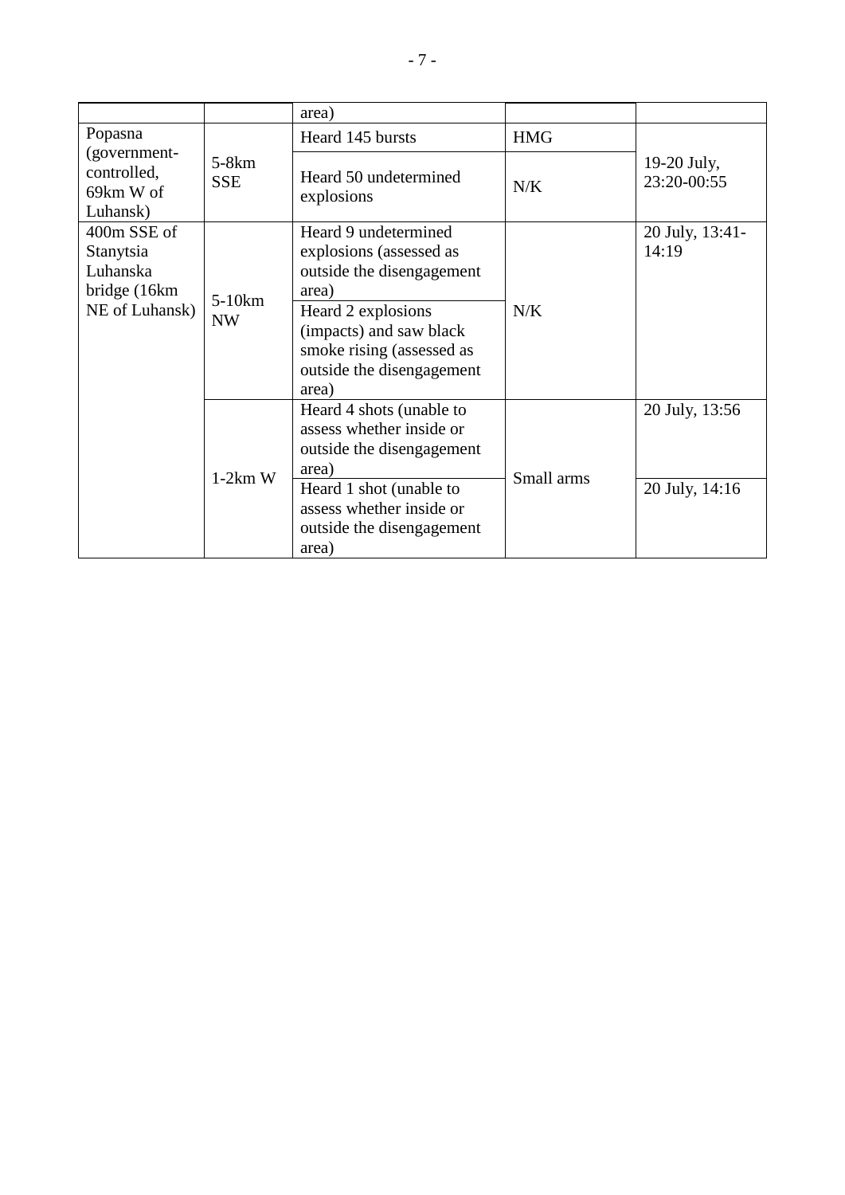| | | area) | | |
|---|---|---|---|---|
| Popasna (government-controlled, 69km W of Luhansk) | 5-8km SSE | Heard 145 bursts | HMG | 19-20 July, 23:20-00:55 |
| | | Heard 50 undetermined explosions | N/K | |
| 400m SSE of Stanytsia Luhanska bridge (16km NE of Luhansk) | 5-10km NW | Heard 9 undetermined explosions (assessed as outside the disengagement area) | N/K | 20 July, 13:41-14:19 |
| | | Heard 2 explosions (impacts) and saw black smoke rising (assessed as outside the disengagement area) | | |
| | 1-2km W | Heard 4 shots (unable to assess whether inside or outside the disengagement area) | Small arms | 20 July, 13:56 |
| | | Heard 1 shot (unable to assess whether inside or outside the disengagement area) | | 20 July, 14:16 |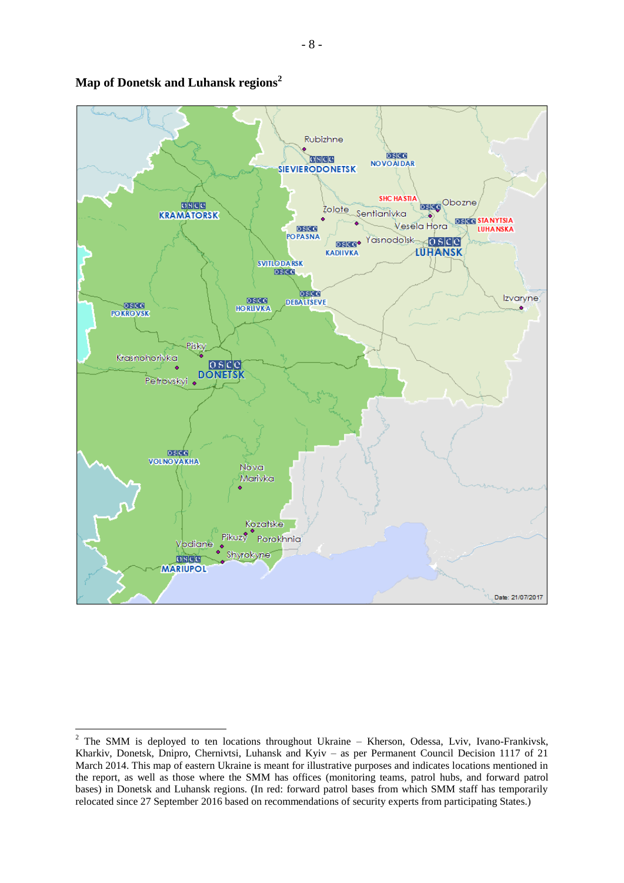**Map of Donetsk and Luhansk regions**[2]

Rubizhne
SIEVIERODONETSK
NOVOAIDAR
SHCHASTIA
Obozne
Zolote
Sentianivka
STANYTSIA LUHANSKA
KRAMATORSK
Vesela Hora
POPASNA
Yasnodolsk
KADIIVKA
LUHANSK
SVITLODARSK
DEBALTSEVE
Izvaryne
POKROVSK
HORLIVKA
Pisky
Krasnohorivka
DONETSK
Petrovskyi
VOLNOVAKHA
Nova Marivka
Kozatske
Pikuzy
Porokhnia
Vodiane
Shyrokyne
MARIUPOL
Date: 21/07/2017

---

[2] The SMM is deployed to ten locations throughout Ukraine – Kherson, Odessa, Lviv, Ivano-Frankivsk, Kharkiv, Donetsk, Dnipro, Chernivtsi, Luhansk and Kyiv – as per Permanent Council Decision 1117 of 21 March 2014. This map of eastern Ukraine is meant for illustrative purposes and indicates locations mentioned in the report, as well as those where the SMM has offices (monitoring teams, patrol hubs, and forward patrol bases) in Donetsk and Luhansk regions. (In red: forward patrol bases from which SMM staff has temporarily relocated since 27 September 2016 based on recommendations of security experts from participating States.)